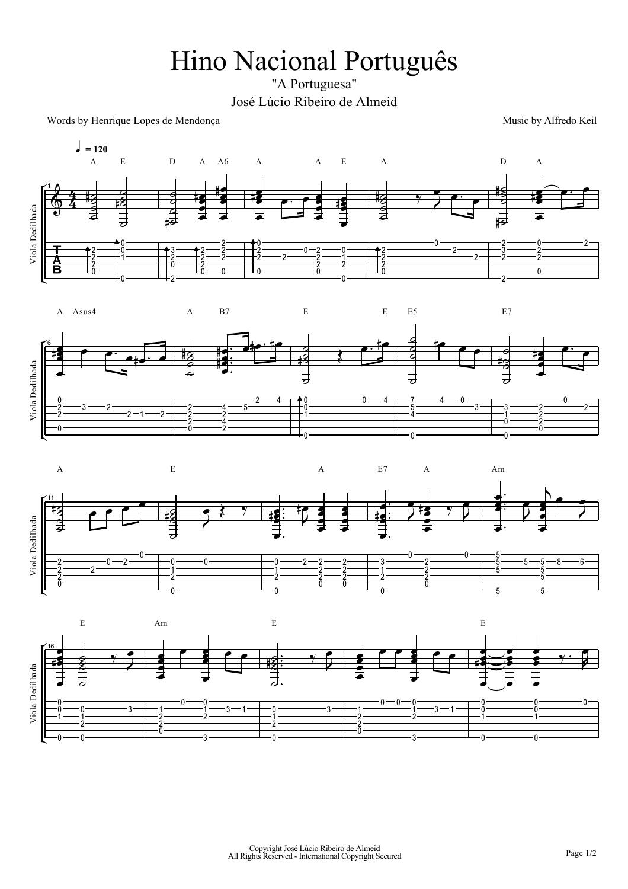# Hino Nacional Português

"A Portuguesa"

José Lúcio Ribeiro de Almeid

Words by Henrique Lopes de Mendonça

Music by Alfredo Keil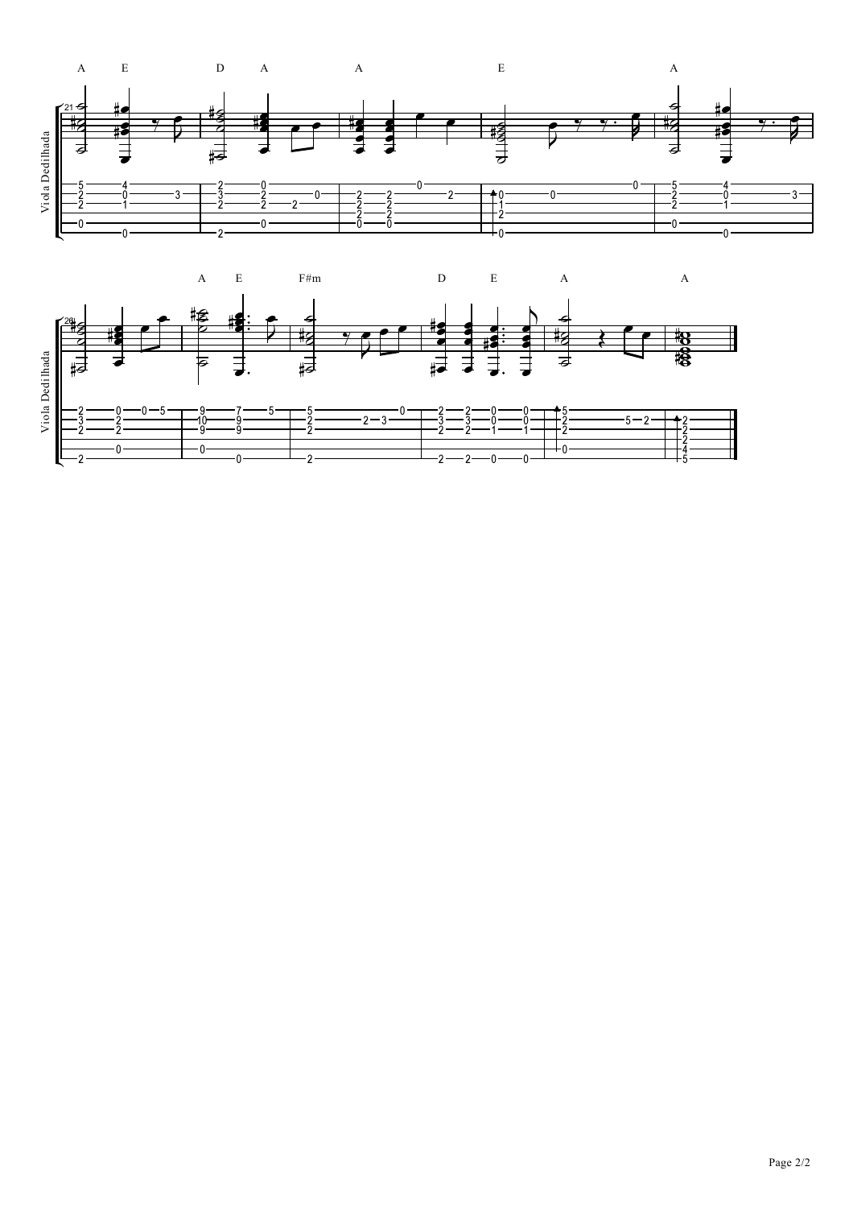A E D A A E A

Viola Dedilhada

A E F#m D E A A

Viola Dedilhada